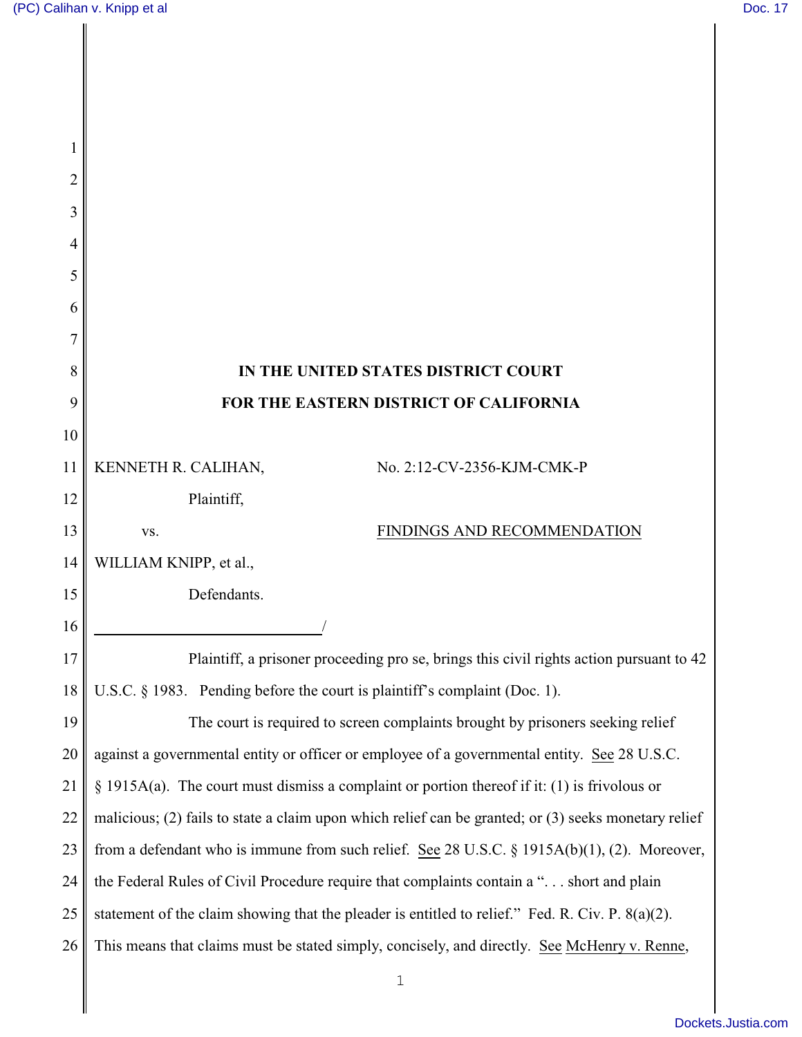# IN THE UNITED STATES DISTRICT COURT
# FOR THE EASTERN DISTRICT OF CALIFORNIA

KENNETH R. CALIHAN, No. 2:12-CV-2356-KJM-CMK-P

Plaintiff,

vs. FINDINGS AND RECOMMENDATION

WILLIAM KNIPP, et al.,

Defendants.

/

Plaintiff, a prisoner proceeding pro se, brings this civil rights action pursuant to 42 U.S.C. § 1983. Pending before the court is plaintiff's complaint (Doc. 1).

The court is required to screen complaints brought by prisoners seeking relief against a governmental entity or officer or employee of a governmental entity. See 28 U.S.C. § 1915A(a). The court must dismiss a complaint or portion thereof if it: (1) is frivolous or malicious; (2) fails to state a claim upon which relief can be granted; or (3) seeks monetary relief from a defendant who is immune from such relief. See 28 U.S.C. § 1915A(b)(1), (2). Moreover, the Federal Rules of Civil Procedure require that complaints contain a ". . . short and plain statement of the claim showing that the pleader is entitled to relief." Fed. R. Civ. P. 8(a)(2). This means that claims must be stated simply, concisely, and directly. See McHenry v. Renne,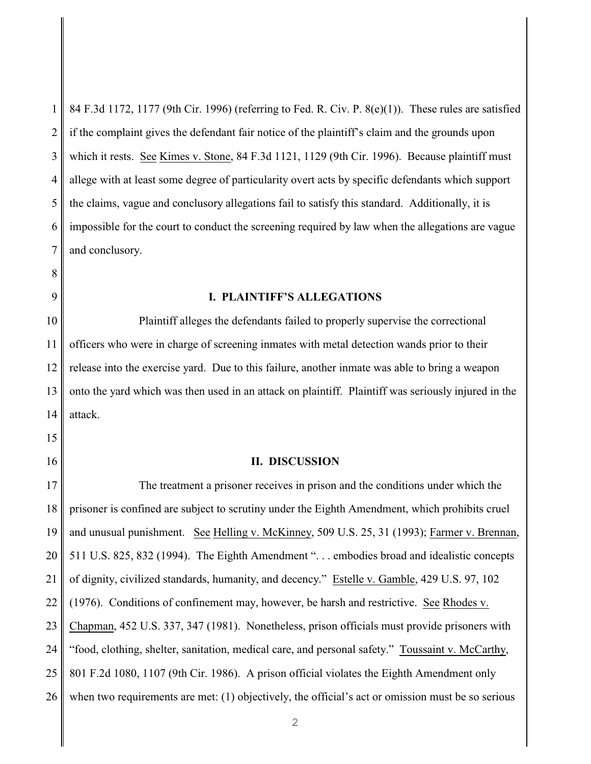84 F.3d 1172, 1177 (9th Cir. 1996) (referring to Fed. R. Civ. P. 8(e)(1)). These rules are satisfied if the complaint gives the defendant fair notice of the plaintiff's claim and the grounds upon which it rests. See Kimes v. Stone, 84 F.3d 1121, 1129 (9th Cir. 1996). Because plaintiff must allege with at least some degree of particularity overt acts by specific defendants which support the claims, vague and conclusory allegations fail to satisfy this standard. Additionally, it is impossible for the court to conduct the screening required by law when the allegations are vague and conclusory.

## I. PLAINTIFF'S ALLEGATIONS

Plaintiff alleges the defendants failed to properly supervise the correctional officers who were in charge of screening inmates with metal detection wands prior to their release into the exercise yard. Due to this failure, another inmate was able to bring a weapon onto the yard which was then used in an attack on plaintiff. Plaintiff was seriously injured in the attack.

## II. DISCUSSION

The treatment a prisoner receives in prison and the conditions under which the prisoner is confined are subject to scrutiny under the Eighth Amendment, which prohibits cruel and unusual punishment. See Helling v. McKinney, 509 U.S. 25, 31 (1993); Farmer v. Brennan, 511 U.S. 825, 832 (1994). The Eighth Amendment ". . . embodies broad and idealistic concepts of dignity, civilized standards, humanity, and decency." Estelle v. Gamble, 429 U.S. 97, 102 (1976). Conditions of confinement may, however, be harsh and restrictive. See Rhodes v. Chapman, 452 U.S. 337, 347 (1981). Nonetheless, prison officials must provide prisoners with "food, clothing, shelter, sanitation, medical care, and personal safety." Toussaint v. McCarthy, 801 F.2d 1080, 1107 (9th Cir. 1986). A prison official violates the Eighth Amendment only when two requirements are met: (1) objectively, the official's act or omission must be so serious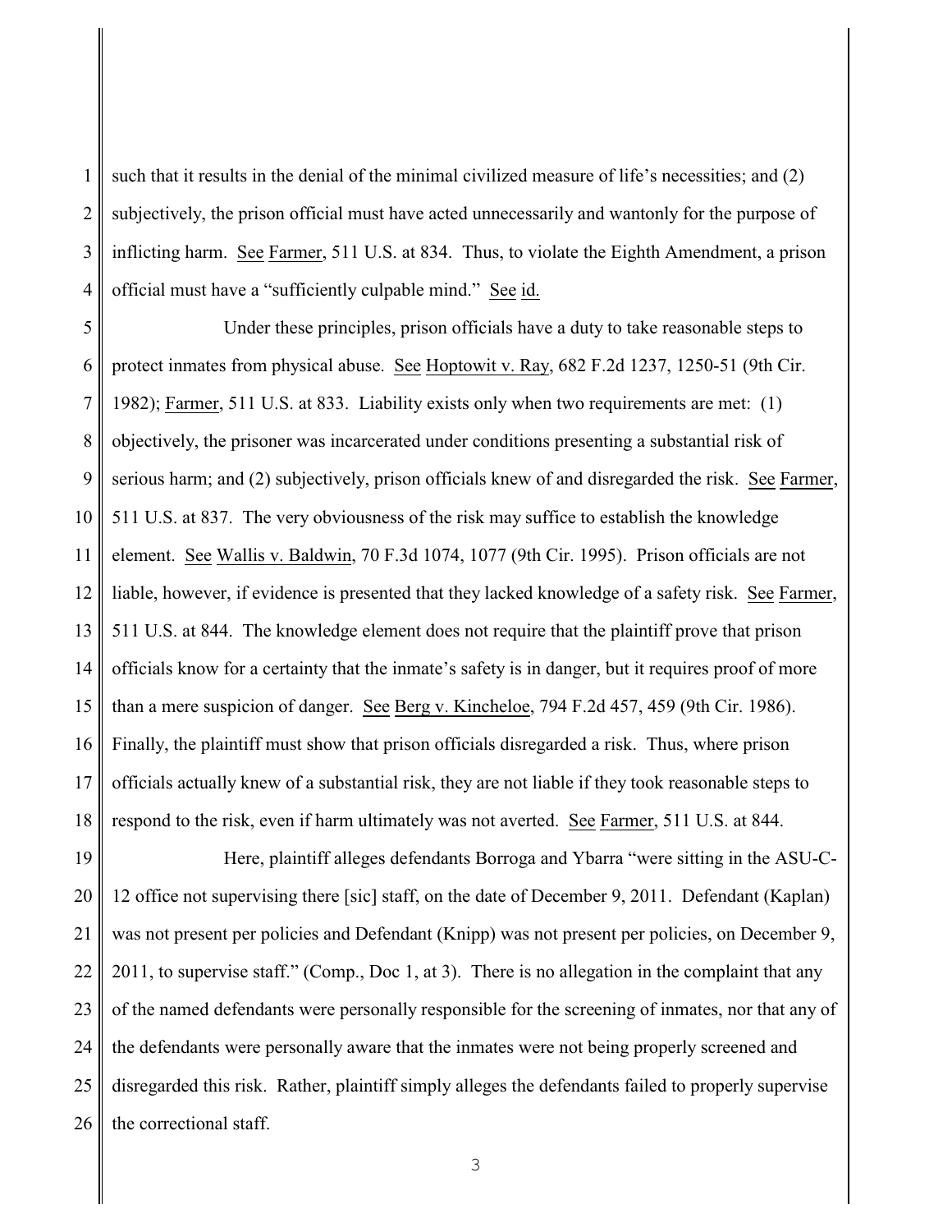such that it results in the denial of the minimal civilized measure of life's necessities; and (2) subjectively, the prison official must have acted unnecessarily and wantonly for the purpose of inflicting harm. See Farmer, 511 U.S. at 834. Thus, to violate the Eighth Amendment, a prison official must have a "sufficiently culpable mind." See id.

Under these principles, prison officials have a duty to take reasonable steps to protect inmates from physical abuse. See Hoptowit v. Ray, 682 F.2d 1237, 1250-51 (9th Cir. 1982); Farmer, 511 U.S. at 833. Liability exists only when two requirements are met: (1) objectively, the prisoner was incarcerated under conditions presenting a substantial risk of serious harm; and (2) subjectively, prison officials knew of and disregarded the risk. See Farmer, 511 U.S. at 837. The very obviousness of the risk may suffice to establish the knowledge element. See Wallis v. Baldwin, 70 F.3d 1074, 1077 (9th Cir. 1995). Prison officials are not liable, however, if evidence is presented that they lacked knowledge of a safety risk. See Farmer, 511 U.S. at 844. The knowledge element does not require that the plaintiff prove that prison officials know for a certainty that the inmate's safety is in danger, but it requires proof of more than a mere suspicion of danger. See Berg v. Kincheloe, 794 F.2d 457, 459 (9th Cir. 1986). Finally, the plaintiff must show that prison officials disregarded a risk. Thus, where prison officials actually knew of a substantial risk, they are not liable if they took reasonable steps to respond to the risk, even if harm ultimately was not averted. See Farmer, 511 U.S. at 844.

Here, plaintiff alleges defendants Borroga and Ybarra "were sitting in the ASU-C-12 office not supervising there [sic] staff, on the date of December 9, 2011. Defendant (Kaplan) was not present per policies and Defendant (Knipp) was not present per policies, on December 9, 2011, to supervise staff." (Comp., Doc 1, at 3). There is no allegation in the complaint that any of the named defendants were personally responsible for the screening of inmates, nor that any of the defendants were personally aware that the inmates were not being properly screened and disregarded this risk. Rather, plaintiff simply alleges the defendants failed to properly supervise the correctional staff.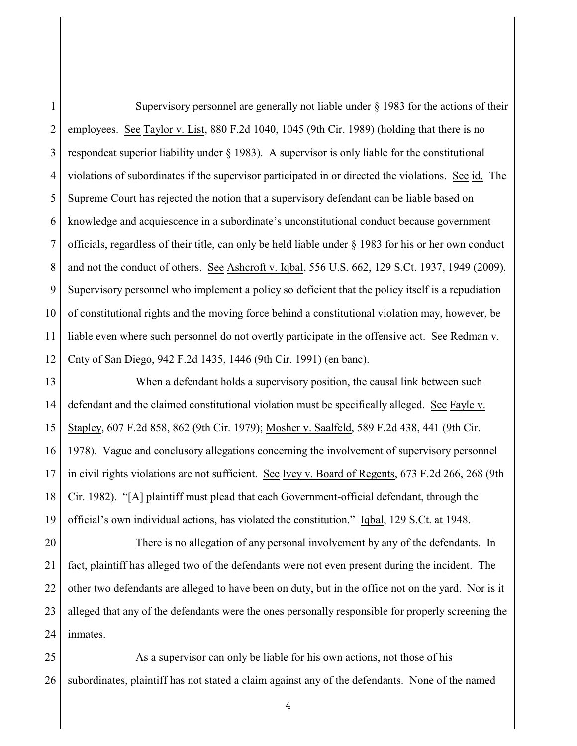Supervisory personnel are generally not liable under § 1983 for the actions of their employees. See Taylor v. List, 880 F.2d 1040, 1045 (9th Cir. 1989) (holding that there is no respondeat superior liability under § 1983). A supervisor is only liable for the constitutional violations of subordinates if the supervisor participated in or directed the violations. See id. The Supreme Court has rejected the notion that a supervisory defendant can be liable based on knowledge and acquiescence in a subordinate's unconstitutional conduct because government officials, regardless of their title, can only be held liable under § 1983 for his or her own conduct and not the conduct of others. See Ashcroft v. Iqbal, 556 U.S. 662, 129 S.Ct. 1937, 1949 (2009). Supervisory personnel who implement a policy so deficient that the policy itself is a repudiation of constitutional rights and the moving force behind a constitutional violation may, however, be liable even where such personnel do not overtly participate in the offensive act. See Redman v. Cnty of San Diego, 942 F.2d 1435, 1446 (9th Cir. 1991) (en banc).

When a defendant holds a supervisory position, the causal link between such defendant and the claimed constitutional violation must be specifically alleged. See Fayle v. Stapley, 607 F.2d 858, 862 (9th Cir. 1979); Mosher v. Saalfeld, 589 F.2d 438, 441 (9th Cir. 1978). Vague and conclusory allegations concerning the involvement of supervisory personnel in civil rights violations are not sufficient. See Ivey v. Board of Regents, 673 F.2d 266, 268 (9th Cir. 1982). "[A] plaintiff must plead that each Government-official defendant, through the official's own individual actions, has violated the constitution." Iqbal, 129 S.Ct. at 1948.

There is no allegation of any personal involvement by any of the defendants. In fact, plaintiff has alleged two of the defendants were not even present during the incident. The other two defendants are alleged to have been on duty, but in the office not on the yard. Nor is it alleged that any of the defendants were the ones personally responsible for properly screening the inmates.

As a supervisor can only be liable for his own actions, not those of his subordinates, plaintiff has not stated a claim against any of the defendants. None of the named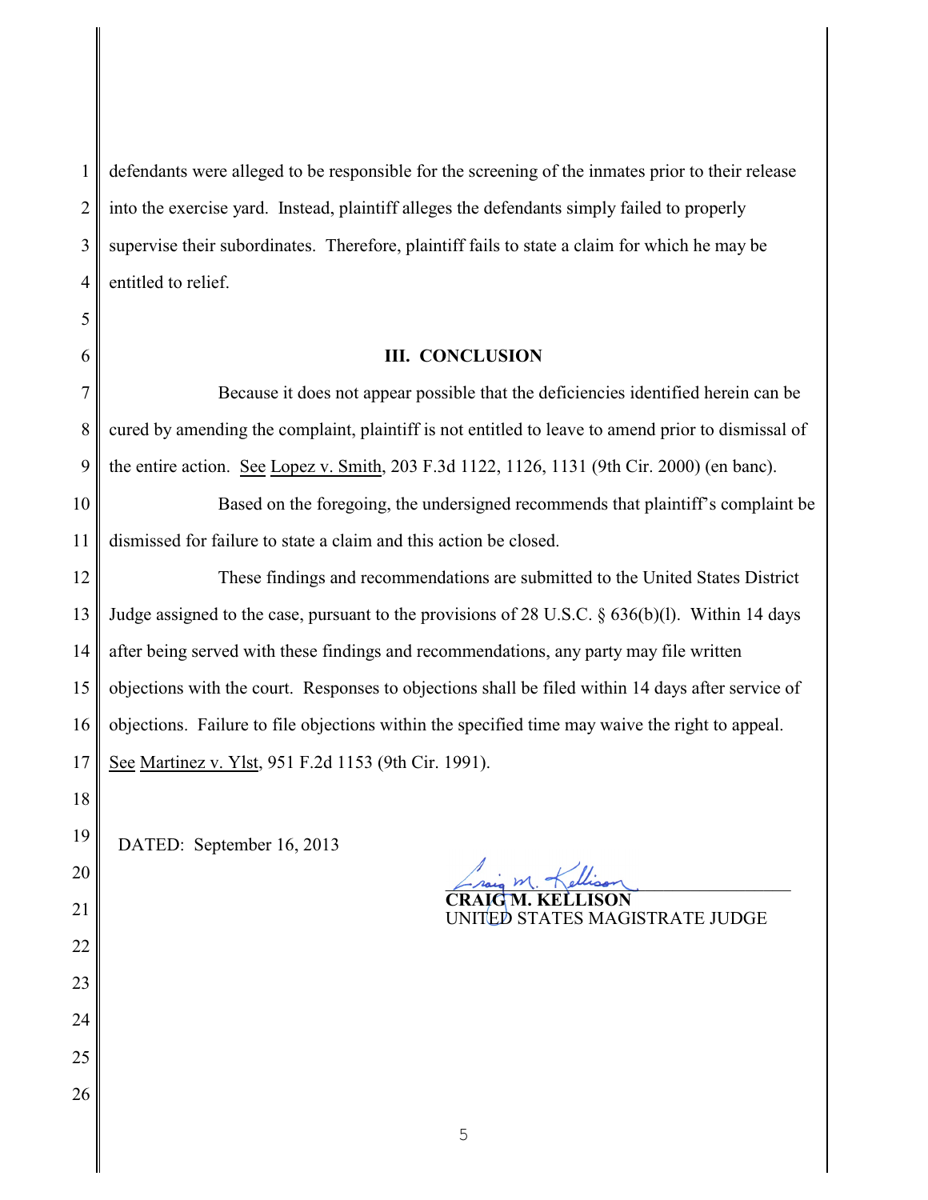defendants were alleged to be responsible for the screening of the inmates prior to their release into the exercise yard. Instead, plaintiff alleges the defendants simply failed to properly supervise their subordinates. Therefore, plaintiff fails to state a claim for which he may be entitled to relief.

## III. CONCLUSION

Because it does not appear possible that the deficiencies identified herein can be cured by amending the complaint, plaintiff is not entitled to leave to amend prior to dismissal of the entire action. See Lopez v. Smith, 203 F.3d 1122, 1126, 1131 (9th Cir. 2000) (en banc).

Based on the foregoing, the undersigned recommends that plaintiff's complaint be dismissed for failure to state a claim and this action be closed.

These findings and recommendations are submitted to the United States District Judge assigned to the case, pursuant to the provisions of 28 U.S.C. § 636(b)(l). Within 14 days after being served with these findings and recommendations, any party may file written objections with the court. Responses to objections shall be filed within 14 days after service of objections. Failure to file objections within the specified time may waive the right to appeal. See Martinez v. Ylst, 951 F.2d 1153 (9th Cir. 1991).

DATED: September 16, 2013

**CRAIG M. KELLISON**
UNITED STATES MAGISTRATE JUDGE